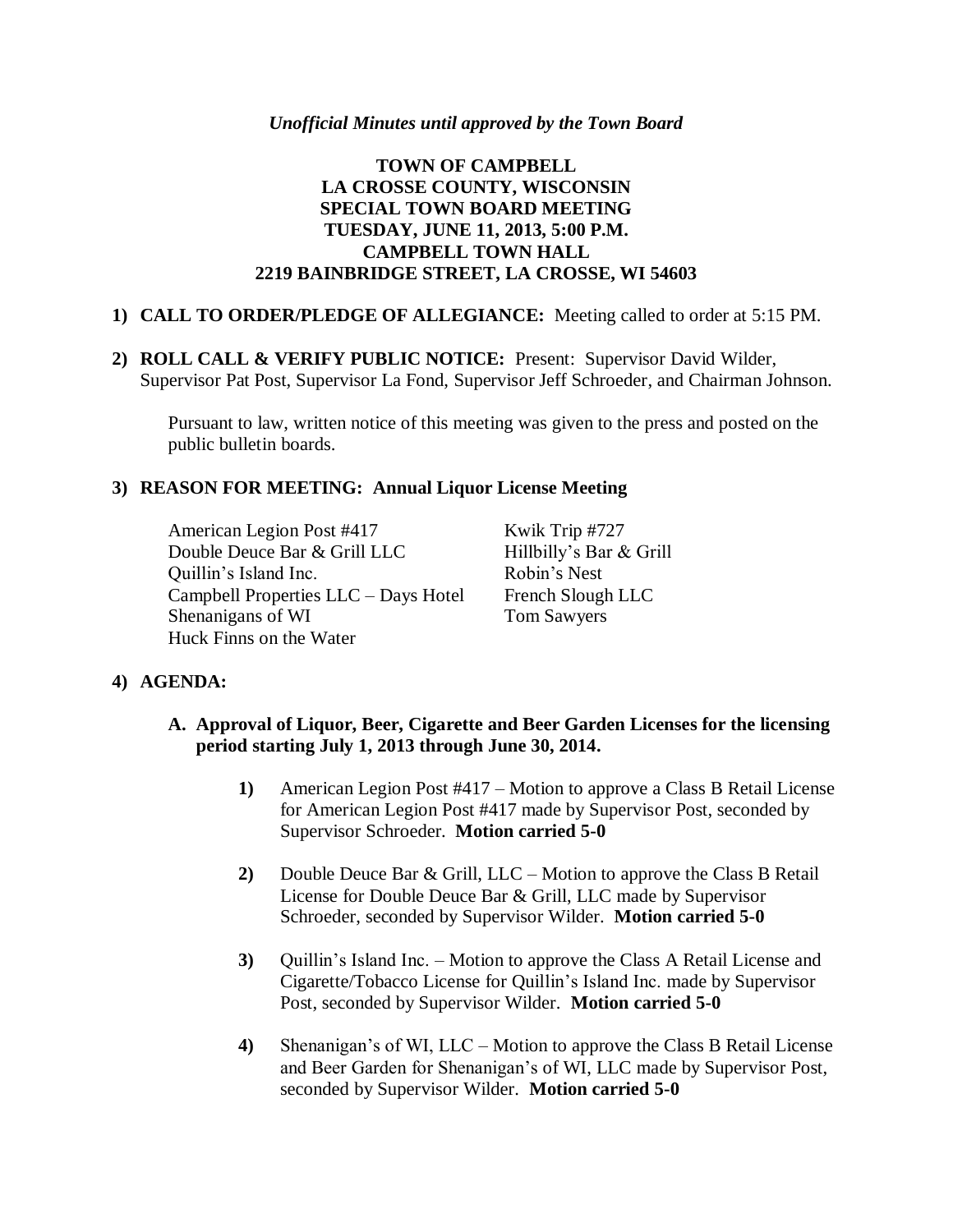*Unofficial Minutes until approved by the Town Board*

# TOWN OF CAMPBELL
# LA CROSSE COUNTY, WISCONSIN
# SPECIAL TOWN BOARD MEETING
# TUESDAY, JUNE 11, 2013, 5:00 P.M.
# CAMPBELL TOWN HALL
# 2219 BAINBRIDGE STREET, LA CROSSE, WI 54603

1) **CALL TO ORDER/PLEDGE OF ALLEGIANCE:** Meeting called to order at 5:15 PM.

2) **ROLL CALL & VERIFY PUBLIC NOTICE:** Present: Supervisor David Wilder, Supervisor Pat Post, Supervisor La Fond, Supervisor Jeff Schroeder, and Chairman Johnson.

   Pursuant to law, written notice of this meeting was given to the press and posted on the public bulletin boards.

3) **REASON FOR MEETING: Annual Liquor License Meeting**

   - American Legion Post #417
   - Double Deuce Bar & Grill LLC
   - Quillin's Island Inc.
   - Campbell Properties LLC – Days Hotel
   - Shenanigans of WI
   - Huck Finns on the Water
   - Kwik Trip #727
   - Hillbilly's Bar & Grill
   - Robin's Nest
   - French Slough LLC
   - Tom Sawyers

4) **AGENDA:**

   **A. Approval of Liquor, Beer, Cigarette and Beer Garden Licenses for the licensing period starting July 1, 2013 through June 30, 2014.**

   **1)** American Legion Post #417 – Motion to approve a Class B Retail License for American Legion Post #417 made by Supervisor Post, seconded by Supervisor Schroeder. **Motion carried 5-0**

   **2)** Double Deuce Bar & Grill, LLC – Motion to approve the Class B Retail License for Double Deuce Bar & Grill, LLC made by Supervisor Schroeder, seconded by Supervisor Wilder. **Motion carried 5-0**

   **3)** Quillin's Island Inc. – Motion to approve the Class A Retail License and Cigarette/Tobacco License for Quillin's Island Inc. made by Supervisor Post, seconded by Supervisor Wilder. **Motion carried 5-0**

   **4)** Shenanigan's of WI, LLC – Motion to approve the Class B Retail License and Beer Garden for Shenanigan's of WI, LLC made by Supervisor Post, seconded by Supervisor Wilder. **Motion carried 5-0**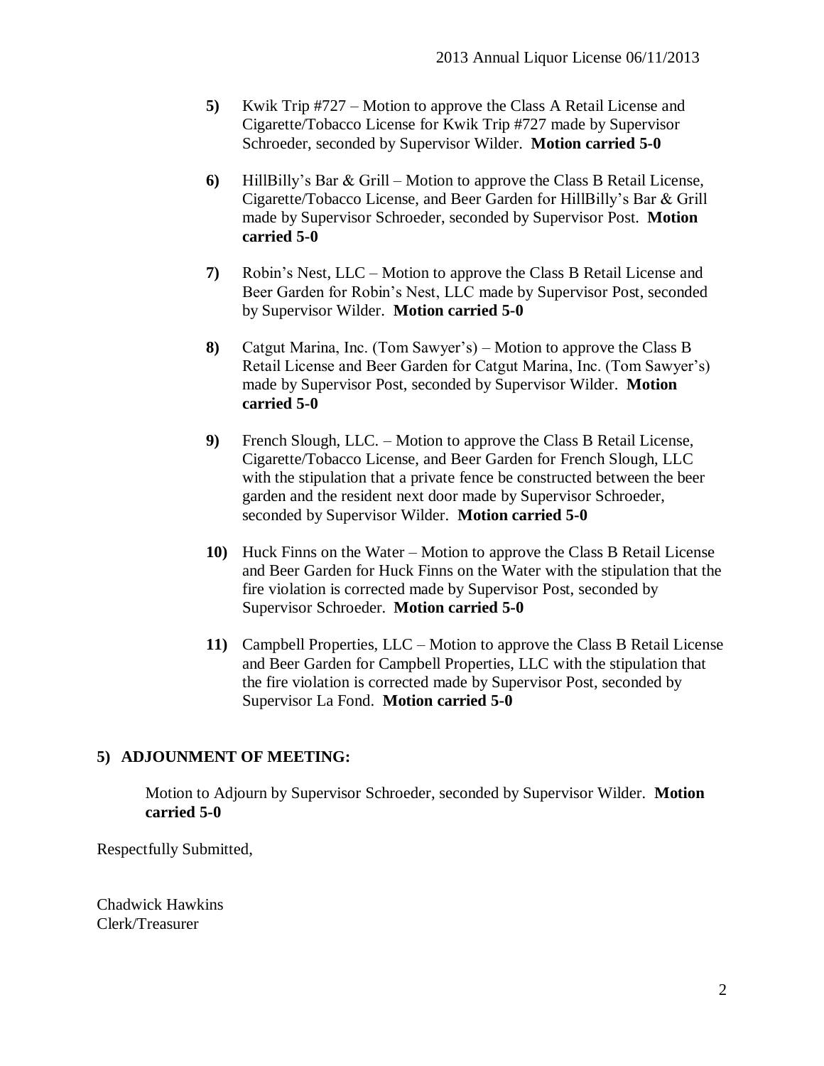**5)** Kwik Trip #727 – Motion to approve the Class A Retail License and Cigarette/Tobacco License for Kwik Trip #727 made by Supervisor Schroeder, seconded by Supervisor Wilder. **Motion carried 5-0**

**6)** HillBilly's Bar & Grill – Motion to approve the Class B Retail License, Cigarette/Tobacco License, and Beer Garden for HillBilly's Bar & Grill made by Supervisor Schroeder, seconded by Supervisor Post. **Motion carried 5-0**

**7)** Robin's Nest, LLC – Motion to approve the Class B Retail License and Beer Garden for Robin's Nest, LLC made by Supervisor Post, seconded by Supervisor Wilder. **Motion carried 5-0**

**8)** Catgut Marina, Inc. (Tom Sawyer's) – Motion to approve the Class B Retail License and Beer Garden for Catgut Marina, Inc. (Tom Sawyer's) made by Supervisor Post, seconded by Supervisor Wilder. **Motion carried 5-0**

**9)** French Slough, LLC. – Motion to approve the Class B Retail License, Cigarette/Tobacco License, and Beer Garden for French Slough, LLC with the stipulation that a private fence be constructed between the beer garden and the resident next door made by Supervisor Schroeder, seconded by Supervisor Wilder. **Motion carried 5-0**

**10)** Huck Finns on the Water – Motion to approve the Class B Retail License and Beer Garden for Huck Finns on the Water with the stipulation that the fire violation is corrected made by Supervisor Post, seconded by Supervisor Schroeder. **Motion carried 5-0**

**11)** Campbell Properties, LLC – Motion to approve the Class B Retail License and Beer Garden for Campbell Properties, LLC with the stipulation that the fire violation is corrected made by Supervisor Post, seconded by Supervisor La Fond. **Motion carried 5-0**

**5) ADJOUNMENT OF MEETING:**

Motion to Adjourn by Supervisor Schroeder, seconded by Supervisor Wilder. **Motion carried 5-0**

Respectfully Submitted,

Chadwick Hawkins
Clerk/Treasurer